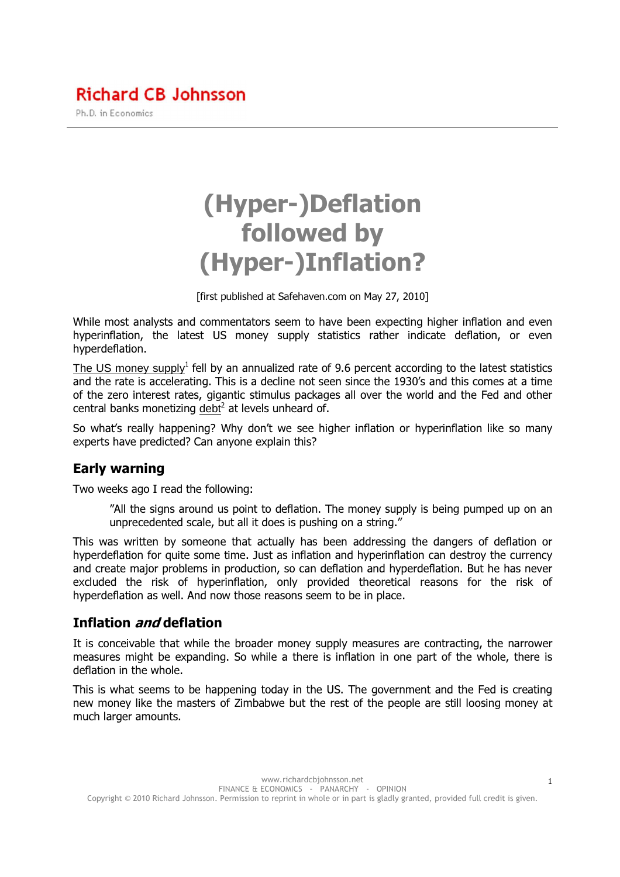Richard CB Johnsson

Ph.D. in Economics

# (Hyper-)Deflation followed by (Hyper-)Inflation?

[first published at Safehaven.com on May 27, 2010]

While most analysts and commentators seem to have been expecting higher inflation and even hyperinflation, the latest US money supply statistics rather indicate deflation, or even hyperdeflation.

The US money supply[1] fell by an annualized rate of 9.6 percent according to the latest statistics and the rate is accelerating. This is a decline not seen since the 1930's and this comes at a time of the zero interest rates, gigantic stimulus packages all over the world and the Fed and other central banks monetizing debt[2] at levels unheard of.

So what's really happening? Why don't we see higher inflation or hyperinflation like so many experts have predicted? Can anyone explain this?

## Early warning

Two weeks ago I read the following:

> "All the signs around us point to deflation. The money supply is being pumped up on an unprecedented scale, but all it does is pushing on a string."

This was written by someone that actually has been addressing the dangers of deflation or hyperdeflation for quite some time. Just as inflation and hyperinflation can destroy the currency and create major problems in production, so can deflation and hyperdeflation. But he has never excluded the risk of hyperinflation, only provided theoretical reasons for the risk of hyperdeflation as well. And now those reasons seem to be in place.

## Inflation *and* deflation

It is conceivable that while the broader money supply measures are contracting, the narrower measures might be expanding. So while a there is inflation in one part of the whole, there is deflation in the whole.

This is what seems to be happening today in the US. The government and the Fed is creating new money like the masters of Zimbabwe but the rest of the people are still loosing money at much larger amounts.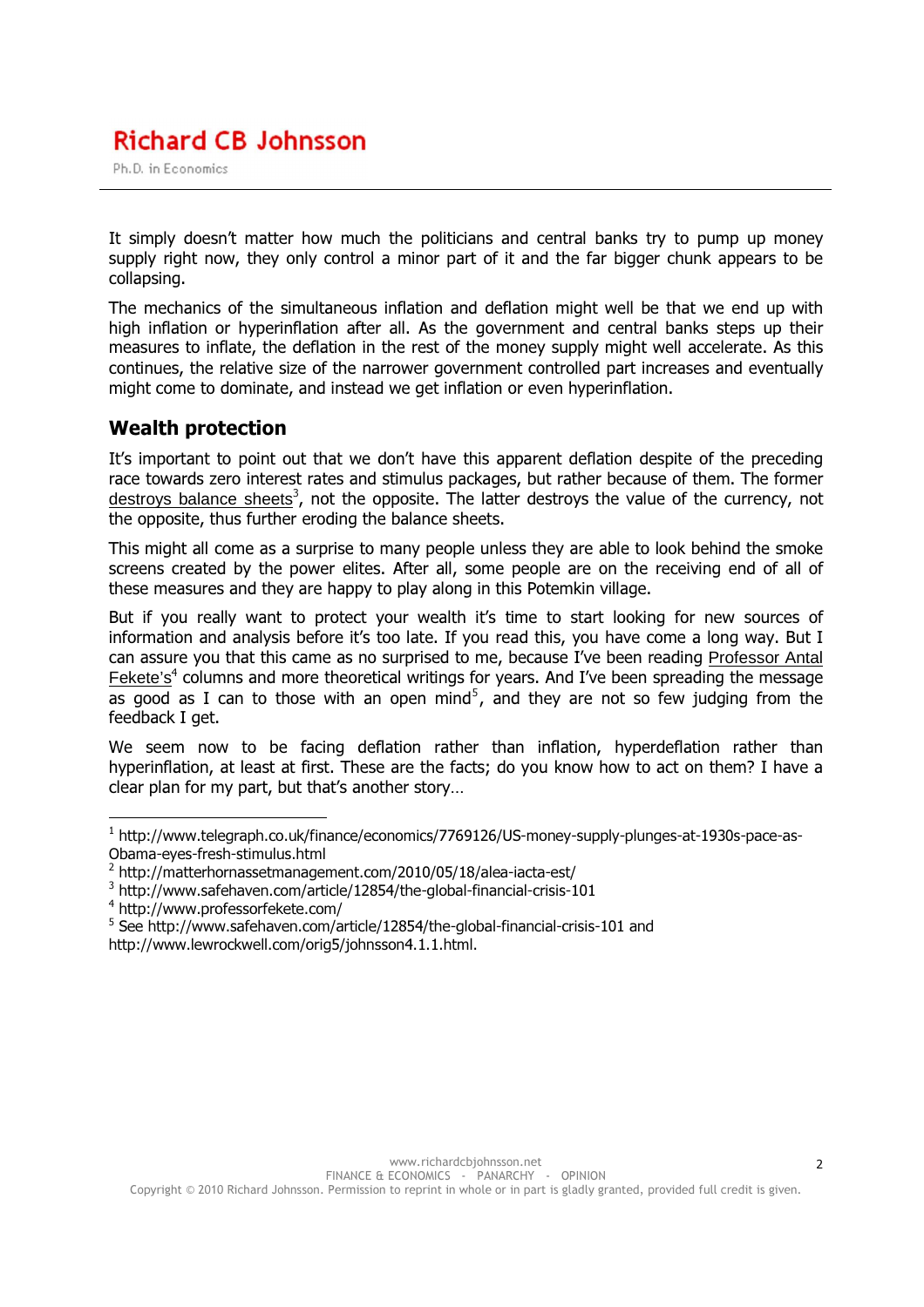It simply doesn't matter how much the politicians and central banks try to pump up money supply right now, they only control a minor part of it and the far bigger chunk appears to be collapsing.

The mechanics of the simultaneous inflation and deflation might well be that we end up with high inflation or hyperinflation after all. As the government and central banks steps up their measures to inflate, the deflation in the rest of the money supply might well accelerate. As this continues, the relative size of the narrower government controlled part increases and eventually might come to dominate, and instead we get inflation or even hyperinflation.

## Wealth protection

It's important to point out that we don't have this apparent deflation despite of the preceding race towards zero interest rates and stimulus packages, but rather because of them. The former destroys balance sheets[3], not the opposite. The latter destroys the value of the currency, not the opposite, thus further eroding the balance sheets.

This might all come as a surprise to many people unless they are able to look behind the smoke screens created by the power elites. After all, some people are on the receiving end of all of these measures and they are happy to play along in this Potemkin village.

But if you really want to protect your wealth it's time to start looking for new sources of information and analysis before it's too late. If you read this, you have come a long way. But I can assure you that this came as no surprised to me, because I've been reading Professor Antal Fekete's[4] columns and more theoretical writings for years. And I've been spreading the message as good as I can to those with an open mind[5], and they are not so few judging from the feedback I get.

We seem now to be facing deflation rather than inflation, hyperdeflation rather than hyperinflation, at least at first. These are the facts; do you know how to act on them? I have a clear plan for my part, but that's another story…

---

[1] http://www.telegraph.co.uk/finance/economics/7769126/US-money-supply-plunges-at-1930s-pace-as-Obama-eyes-fresh-stimulus.html

[2] http://matterhornassetmanagement.com/2010/05/18/alea-iacta-est/

[3] http://www.safehaven.com/article/12854/the-global-financial-crisis-101

[4] http://www.professorfekete.com/

[5] See http://www.safehaven.com/article/12854/the-global-financial-crisis-101 and http://www.lewrockwell.com/orig5/johnsson4.1.1.html.